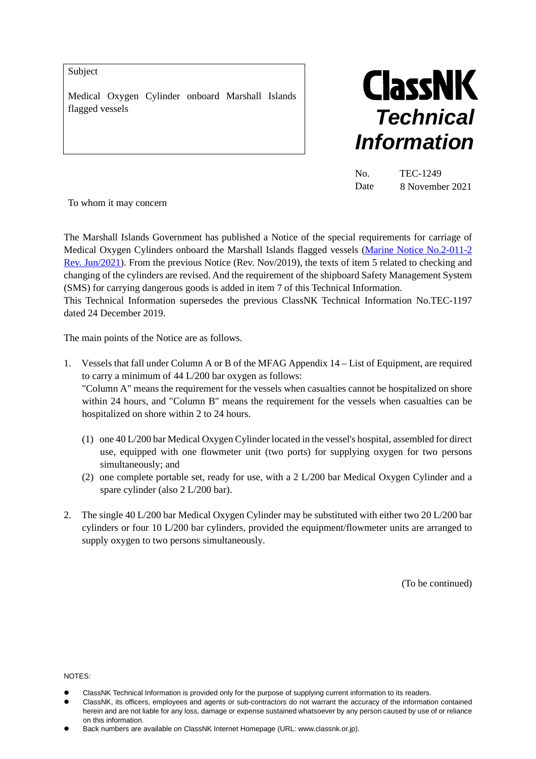Subject

Medical Oxygen Cylinder onboard Marshall Islands flagged vessels

# ClassNK Technical Information

No. TEC-1249
Date 8 November 2021

To whom it may concern

The Marshall Islands Government has published a Notice of the special requirements for carriage of Medical Oxygen Cylinders onboard the Marshall Islands flagged vessels (Marine Notice No.2-011-2 Rev. Jun/2021). From the previous Notice (Rev. Nov/2019), the texts of item 5 related to checking and changing of the cylinders are revised. And the requirement of the shipboard Safety Management System (SMS) for carrying dangerous goods is added in item 7 of this Technical Information.
This Technical Information supersedes the previous ClassNK Technical Information No.TEC-1197 dated 24 December 2019.

The main points of the Notice are as follows.

1. Vessels that fall under Column A or B of the MFAG Appendix 14 – List of Equipment, are required to carry a minimum of 44 L/200 bar oxygen as follows:
   "Column A" means the requirement for the vessels when casualties cannot be hospitalized on shore within 24 hours, and "Column B" means the requirement for the vessels when casualties can be hospitalized on shore within 2 to 24 hours.

   (1) one 40 L/200 bar Medical Oxygen Cylinder located in the vessel's hospital, assembled for direct use, equipped with one flowmeter unit (two ports) for supplying oxygen for two persons simultaneously; and
   (2) one complete portable set, ready for use, with a 2 L/200 bar Medical Oxygen Cylinder and a spare cylinder (also 2 L/200 bar).

2. The single 40 L/200 bar Medical Oxygen Cylinder may be substituted with either two 20 L/200 bar cylinders or four 10 L/200 bar cylinders, provided the equipment/flowmeter units are arranged to supply oxygen to two persons simultaneously.

(To be continued)

NOTES:

- ClassNK Technical Information is provided only for the purpose of supplying current information to its readers.
- ClassNK, its officers, employees and agents or sub-contractors do not warrant the accuracy of the information contained herein and are not liable for any loss, damage or expense sustained whatsoever by any person caused by use of or reliance on this information.
- Back numbers are available on ClassNK Internet Homepage (URL: www.classnk.or.jp).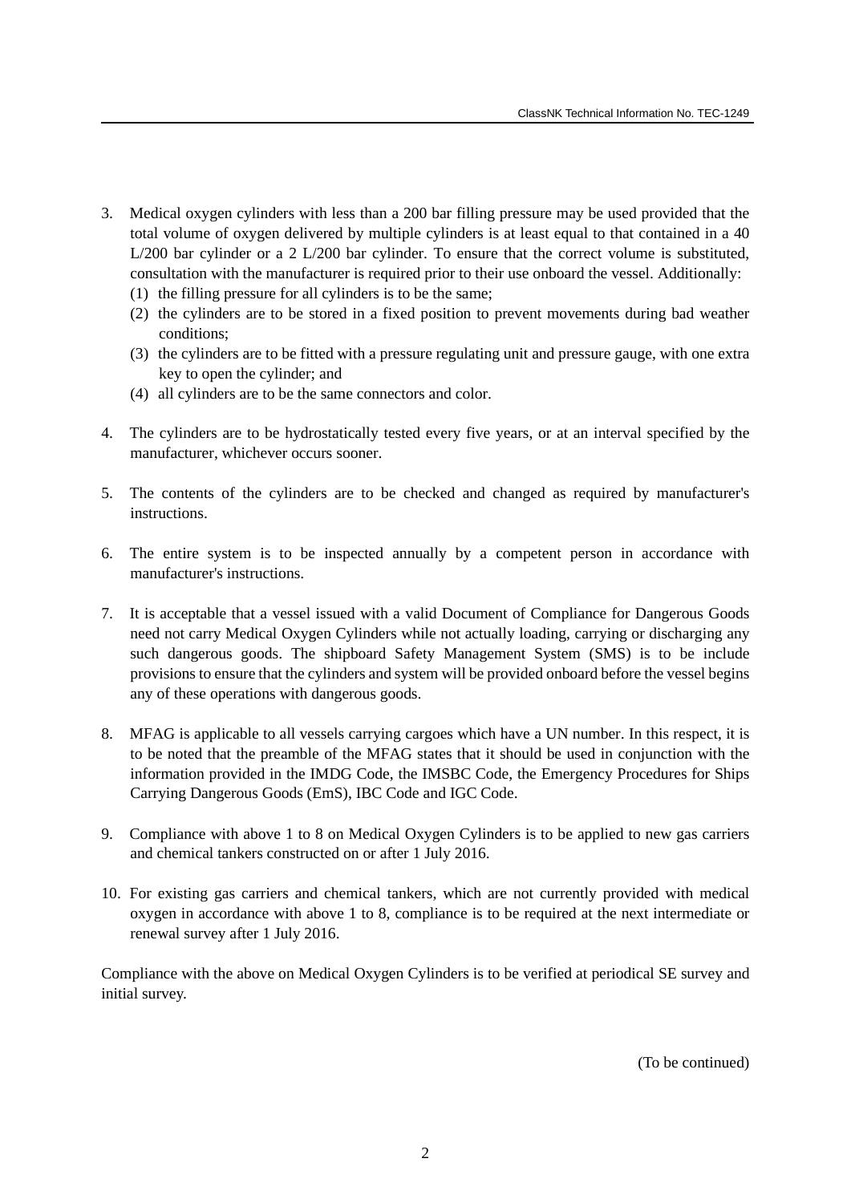3. Medical oxygen cylinders with less than a 200 bar filling pressure may be used provided that the total volume of oxygen delivered by multiple cylinders is at least equal to that contained in a 40 L/200 bar cylinder or a 2 L/200 bar cylinder. To ensure that the correct volume is substituted, consultation with the manufacturer is required prior to their use onboard the vessel. Additionally:
   (1) the filling pressure for all cylinders is to be the same;
   (2) the cylinders are to be stored in a fixed position to prevent movements during bad weather conditions;
   (3) the cylinders are to be fitted with a pressure regulating unit and pressure gauge, with one extra key to open the cylinder; and
   (4) all cylinders are to be the same connectors and color.

4. The cylinders are to be hydrostatically tested every five years, or at an interval specified by the manufacturer, whichever occurs sooner.

5. The contents of the cylinders are to be checked and changed as required by manufacturer's instructions.

6. The entire system is to be inspected annually by a competent person in accordance with manufacturer's instructions.

7. It is acceptable that a vessel issued with a valid Document of Compliance for Dangerous Goods need not carry Medical Oxygen Cylinders while not actually loading, carrying or discharging any such dangerous goods. The shipboard Safety Management System (SMS) is to be include provisions to ensure that the cylinders and system will be provided onboard before the vessel begins any of these operations with dangerous goods.

8. MFAG is applicable to all vessels carrying cargoes which have a UN number. In this respect, it is to be noted that the preamble of the MFAG states that it should be used in conjunction with the information provided in the IMDG Code, the IMSBC Code, the Emergency Procedures for Ships Carrying Dangerous Goods (EmS), IBC Code and IGC Code.

9. Compliance with above 1 to 8 on Medical Oxygen Cylinders is to be applied to new gas carriers and chemical tankers constructed on or after 1 July 2016.

10. For existing gas carriers and chemical tankers, which are not currently provided with medical oxygen in accordance with above 1 to 8, compliance is to be required at the next intermediate or renewal survey after 1 July 2016.

Compliance with the above on Medical Oxygen Cylinders is to be verified at periodical SE survey and initial survey.

(To be continued)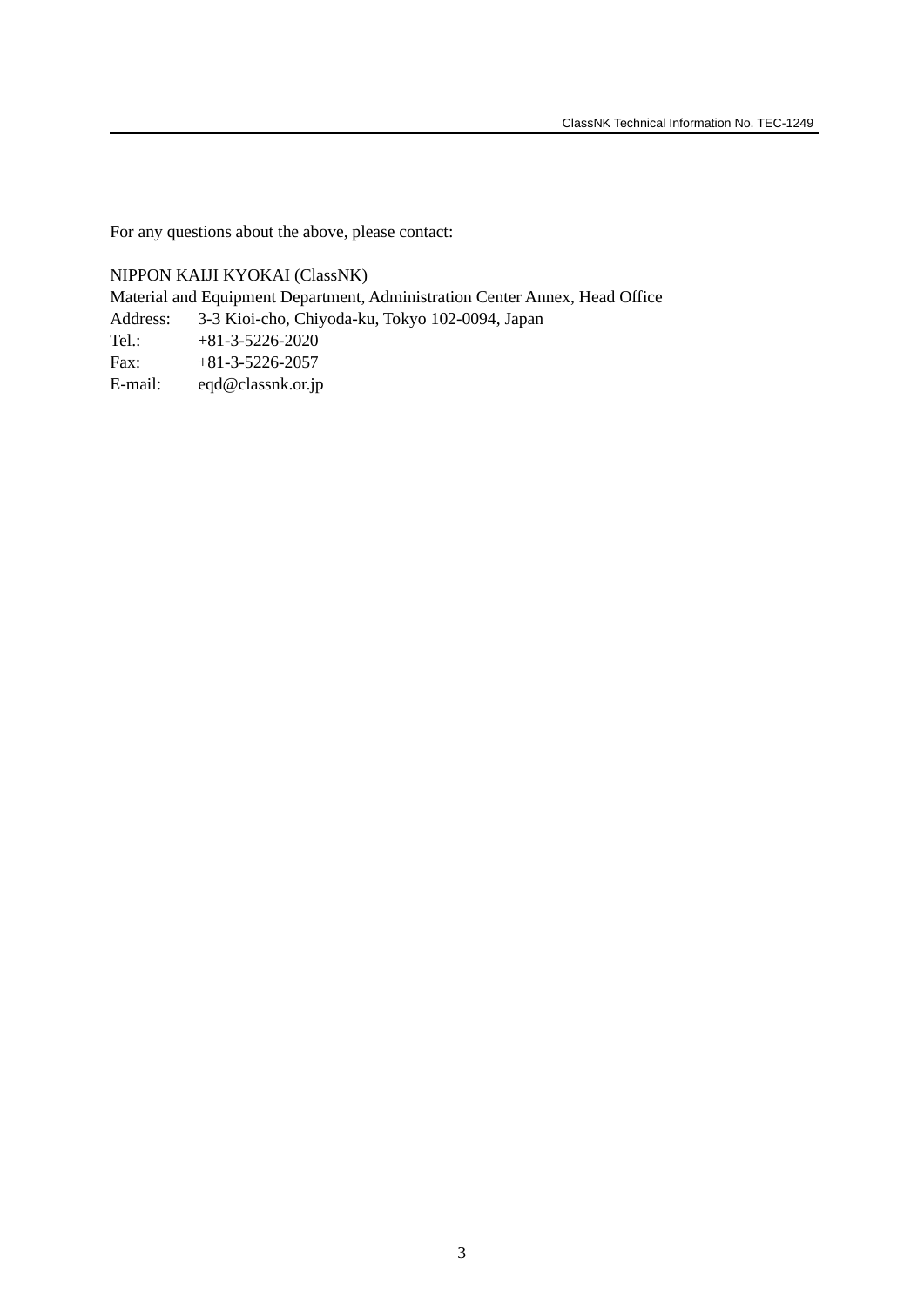For any questions about the above, please contact:

NIPPON KAIJI KYOKAI (ClassNK)
Material and Equipment Department, Administration Center Annex, Head Office
Address: 3-3 Kioi-cho, Chiyoda-ku, Tokyo 102-0094, Japan
Tel.: +81-3-5226-2020
Fax: +81-3-5226-2057
E-mail: eqd@classnk.or.jp